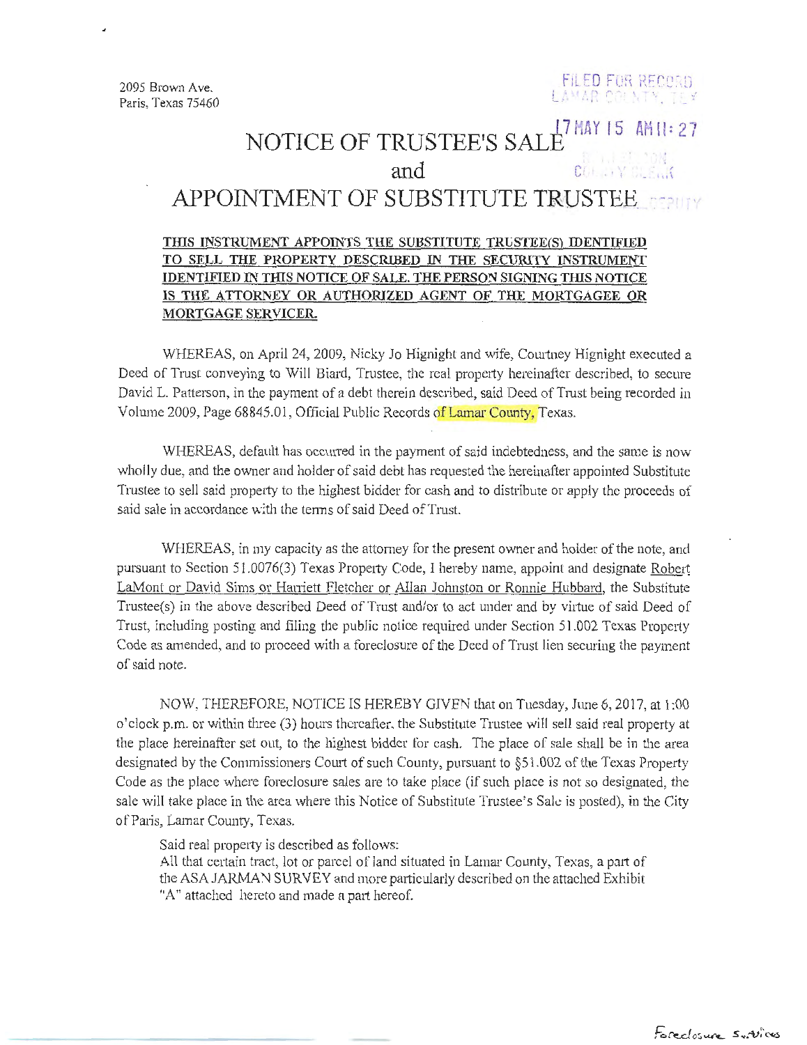2095 Brown Ave.
Paris, Texas 75460

FILED FOR RECORD
LAMAR COUNTY, TEX

17 MAY 15 AM 11:27

# NOTICE OF TRUSTEE'S SALE
# and
# APPOINTMENT OF SUBSTITUTE TRUSTEE

**THIS INSTRUMENT APPOINTS THE SUBSTITUTE TRUSTEE(S) IDENTIFIED TO SELL THE PROPERTY DESCRIBED IN THE SECURITY INSTRUMENT IDENTIFIED IN THIS NOTICE OF SALE. THE PERSON SIGNING THIS NOTICE IS THE ATTORNEY OR AUTHORIZED AGENT OF THE MORTGAGEE OR MORTGAGE SERVICER.**

WHEREAS, on April 24, 2009, Nicky Jo Hignight and wife, Courtney Hignight executed a Deed of Trust conveying to Will Biard, Trustee, the real property hereinafter described, to secure David L. Patterson, in the payment of a debt therein described, said Deed of Trust being recorded in Volume 2009, Page 68845.01, Official Public Records of Lamar County, Texas.

WHEREAS, default has occurred in the payment of said indebtedness, and the same is now wholly due, and the owner and holder of said debt has requested the hereinafter appointed Substitute Trustee to sell said property to the highest bidder for cash and to distribute or apply the proceeds of said sale in accordance with the terms of said Deed of Trust.

WHEREAS, in my capacity as the attorney for the present owner and holder of the note, and pursuant to Section 51.0076(3) Texas Property Code, I hereby name, appoint and designate Robert LaMont or David Sims or Harriett Fletcher or Allan Johnston or Ronnie Hubbard, the Substitute Trustee(s) in the above described Deed of Trust and/or to act under and by virtue of said Deed of Trust, including posting and filing the public notice required under Section 51.002 Texas Property Code as amended, and to proceed with a foreclosure of the Deed of Trust lien securing the payment of said note.

NOW, THEREFORE, NOTICE IS HEREBY GIVEN that on Tuesday, June 6, 2017, at 1:00 o'clock p.m. or within three (3) hours thereafter, the Substitute Trustee will sell said real property at the place hereinafter set out, to the highest bidder for cash. The place of sale shall be in the area designated by the Commissioners Court of such County, pursuant to §51.002 of the Texas Property Code as the place where foreclosure sales are to take place (if such place is not so designated, the sale will take place in the area where this Notice of Substitute Trustee's Sale is posted), in the City of Paris, Lamar County, Texas.

Said real property is described as follows:
All that certain tract, lot or parcel of land situated in Lamar County, Texas, a part of the ASA JARMAN SURVEY and more particularly described on the attached Exhibit "A" attached hereto and made a part hereof.

Foreclosure Services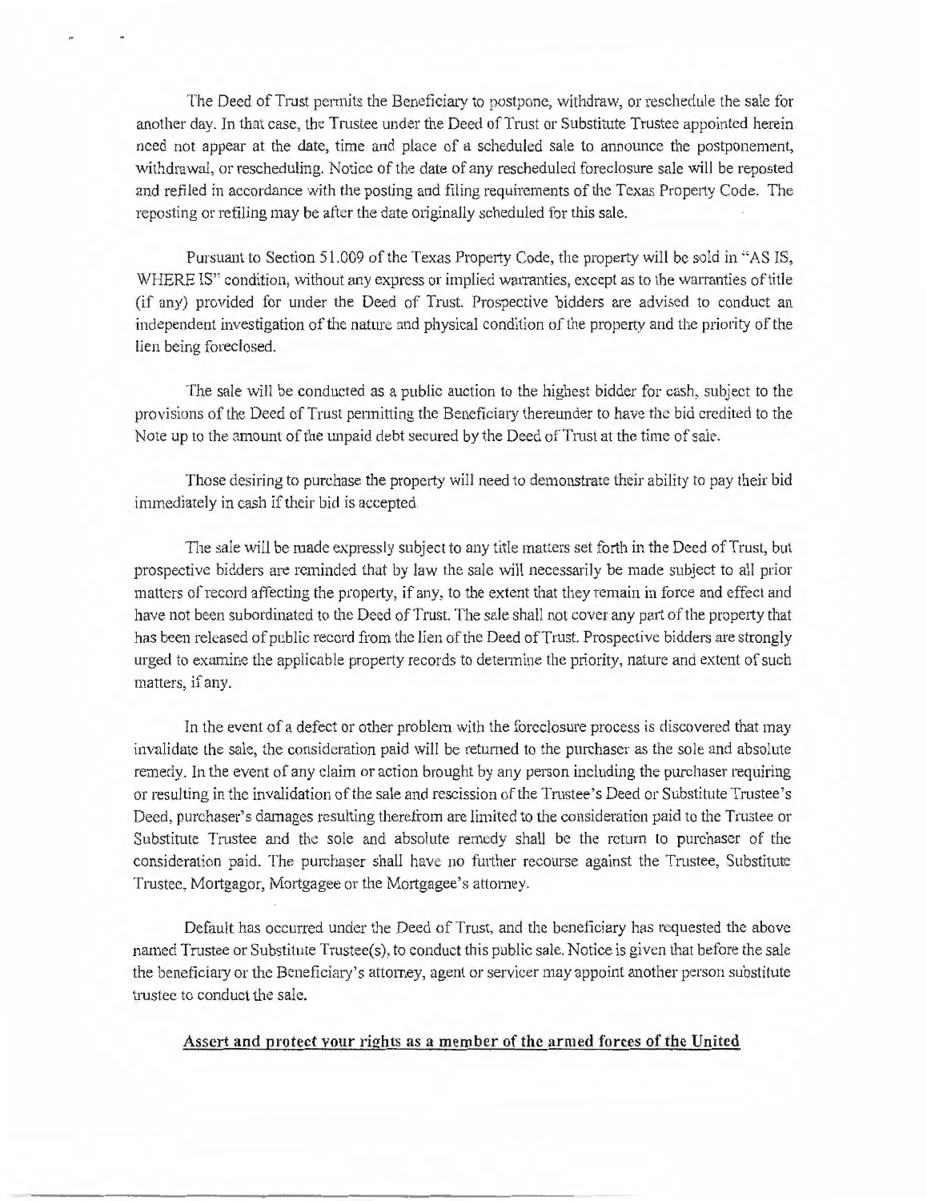The Deed of Trust permits the Beneficiary to postpone, withdraw, or reschedule the sale for another day. In that case, the Trustee under the Deed of Trust or Substitute Trustee appointed herein need not appear at the date, time and place of a scheduled sale to announce the postponement, withdrawal, or rescheduling. Notice of the date of any rescheduled foreclosure sale will be reposted and refiled in accordance with the posting and filing requirements of the Texas Property Code. The reposting or refiling may be after the date originally scheduled for this sale.

Pursuant to Section 51.009 of the Texas Property Code, the property will be sold in "AS IS, WHERE IS" condition, without any express or implied warranties, except as to the warranties of title (if any) provided for under the Deed of Trust. Prospective bidders are advised to conduct an independent investigation of the nature and physical condition of the property and the priority of the lien being foreclosed.

The sale will be conducted as a public auction to the highest bidder for cash, subject to the provisions of the Deed of Trust permitting the Beneficiary thereunder to have the bid credited to the Note up to the amount of the unpaid debt secured by the Deed of Trust at the time of sale.

Those desiring to purchase the property will need to demonstrate their ability to pay their bid immediately in cash if their bid is accepted.

The sale will be made expressly subject to any title matters set forth in the Deed of Trust, but prospective bidders are reminded that by law the sale will necessarily be made subject to all prior matters of record affecting the property, if any, to the extent that they remain in force and effect and have not been subordinated to the Deed of Trust. The sale shall not cover any part of the property that has been released of public record from the lien of the Deed of Trust. Prospective bidders are strongly urged to examine the applicable property records to determine the priority, nature and extent of such matters, if any.

In the event of a defect or other problem with the foreclosure process is discovered that may invalidate the sale, the consideration paid will be returned to the purchaser as the sole and absolute remedy. In the event of any claim or action brought by any person including the purchaser requiring or resulting in the invalidation of the sale and rescission of the Trustee's Deed or Substitute Trustee's Deed, purchaser's damages resulting therefrom are limited to the consideration paid to the Trustee or Substitute Trustee and the sole and absolute remedy shall be the return to purchaser of the consideration paid. The purchaser shall have no further recourse against the Trustee, Substitute Trustee, Mortgagor, Mortgagee or the Mortgagee's attorney.

Default has occurred under the Deed of Trust, and the beneficiary has requested the above named Trustee or Substitute Trustee(s), to conduct this public sale. Notice is given that before the sale the beneficiary or the Beneficiary's attorney, agent or servicer may appoint another person substitute trustee to conduct the sale.

**Assert and protect your rights as a member of the armed forces of the United**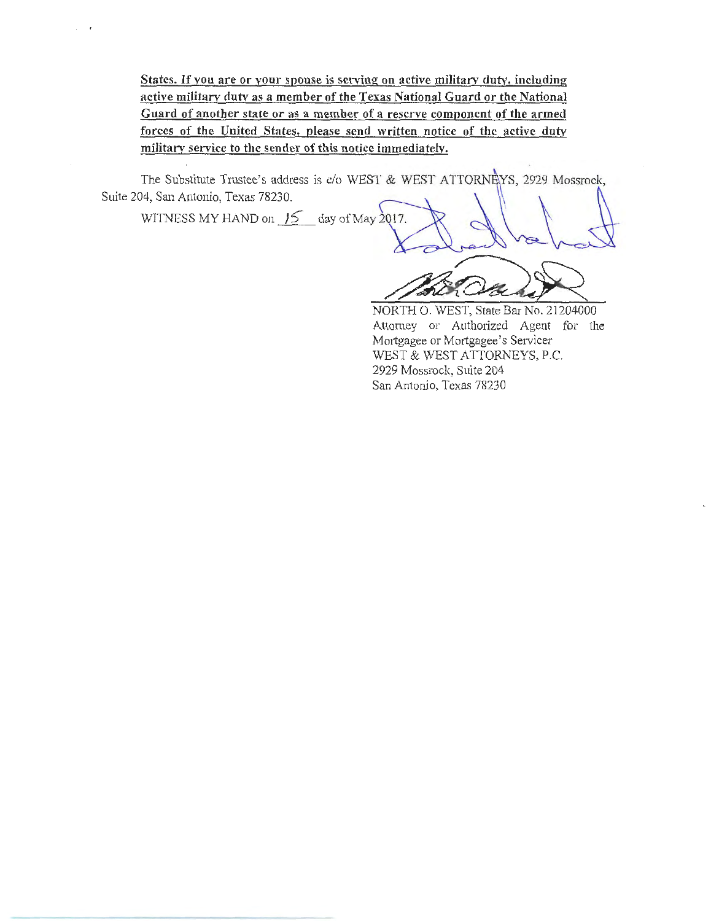**States. If you are or your spouse is serving on active military duty, including active military duty as a member of the Texas National Guard or the National Guard of another state or as a member of a reserve component of the armed forces of the United States, please send written notice of the active duty military service to the sender of this notice immediately.**

The Substitute Trustee's address is c/o WEST & WEST ATTORNEYS, 2929 Mossrock, Suite 204, San Antonio, Texas 78230.

WITNESS MY HAND on 15 day of May 2017.

NORTH O. WEST, State Bar No. 21204000
Attorney or Authorized Agent for the Mortgagee or Mortgagee's Servicer
WEST & WEST ATTORNEYS, P.C.
2929 Mossrock, Suite 204
San Antonio, Texas 78230